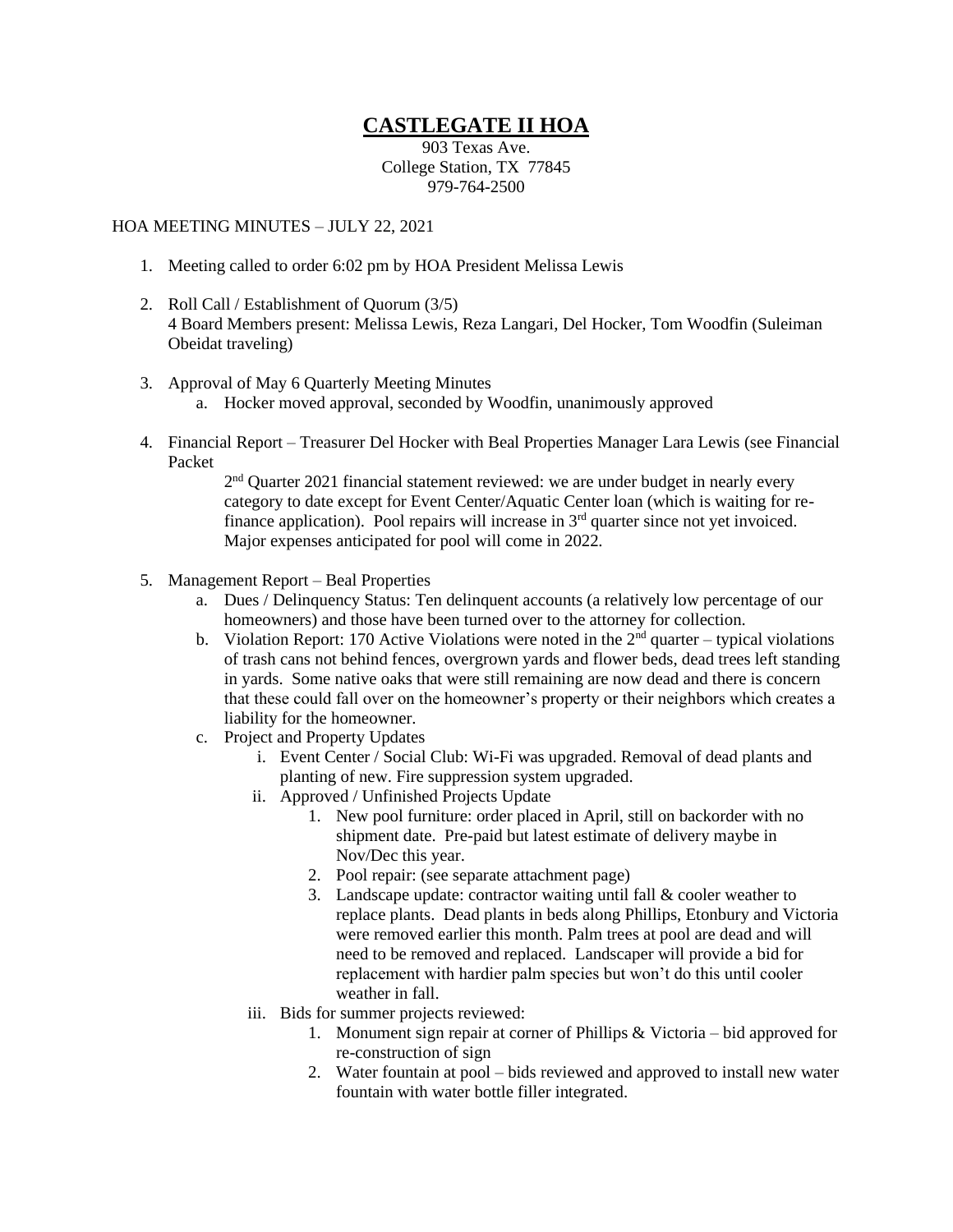# CASTLEGATE II HOA

903 Texas Ave.
College Station, TX 77845
979-764-2500

HOA MEETING MINUTES – JULY 22, 2021

1. Meeting called to order 6:02 pm by HOA President Melissa Lewis

2. Roll Call / Establishment of Quorum (3/5)
   4 Board Members present: Melissa Lewis, Reza Langari, Del Hocker, Tom Woodfin (Suleiman Obeidat traveling)

3. Approval of May 6 Quarterly Meeting Minutes
   a. Hocker moved approval, seconded by Woodfin, unanimously approved

4. Financial Report – Treasurer Del Hocker with Beal Properties Manager Lara Lewis (see Financial Packet

   2nd Quarter 2021 financial statement reviewed: we are under budget in nearly every category to date except for Event Center/Aquatic Center loan (which is waiting for re-finance application). Pool repairs will increase in 3rd quarter since not yet invoiced. Major expenses anticipated for pool will come in 2022.

5. Management Report – Beal Properties
   a. Dues / Delinquency Status: Ten delinquent accounts (a relatively low percentage of our homeowners) and those have been turned over to the attorney for collection.
   b. Violation Report: 170 Active Violations were noted in the 2nd quarter – typical violations of trash cans not behind fences, overgrown yards and flower beds, dead trees left standing in yards. Some native oaks that were still remaining are now dead and there is concern that these could fall over on the homeowner's property or their neighbors which creates a liability for the homeowner.
   c. Project and Property Updates
      i. Event Center / Social Club: Wi-Fi was upgraded. Removal of dead plants and planting of new. Fire suppression system upgraded.
      ii. Approved / Unfinished Projects Update
         1. New pool furniture: order placed in April, still on backorder with no shipment date. Pre-paid but latest estimate of delivery maybe in Nov/Dec this year.
         2. Pool repair: (see separate attachment page)
         3. Landscape update: contractor waiting until fall & cooler weather to replace plants. Dead plants in beds along Phillips, Etonbury and Victoria were removed earlier this month. Palm trees at pool are dead and will need to be removed and replaced. Landscaper will provide a bid for replacement with hardier palm species but won't do this until cooler weather in fall.
      iii. Bids for summer projects reviewed:
         1. Monument sign repair at corner of Phillips & Victoria – bid approved for re-construction of sign
         2. Water fountain at pool – bids reviewed and approved to install new water fountain with water bottle filler integrated.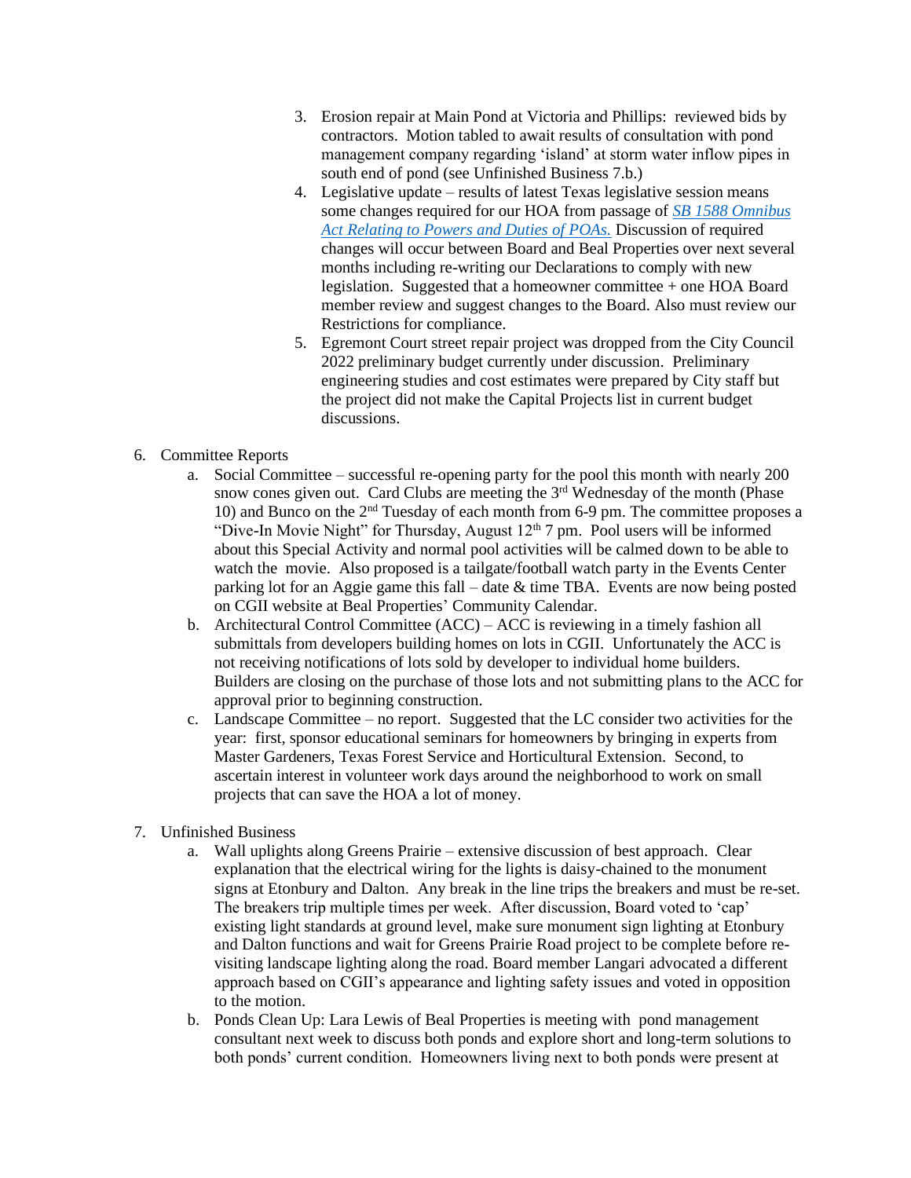3. Erosion repair at Main Pond at Victoria and Phillips: reviewed bids by contractors. Motion tabled to await results of consultation with pond management company regarding 'island' at storm water inflow pipes in south end of pond (see Unfinished Business 7.b.)
4. Legislative update – results of latest Texas legislative session means some changes required for our HOA from passage of [SB 1588 Omnibus Act Relating to Powers and Duties of POAs.]() Discussion of required changes will occur between Board and Beal Properties over next several months including re-writing our Declarations to comply with new legislation. Suggested that a homeowner committee + one HOA Board member review and suggest changes to the Board. Also must review our Restrictions for compliance.
5. Egremont Court street repair project was dropped from the City Council 2022 preliminary budget currently under discussion. Preliminary engineering studies and cost estimates were prepared by City staff but the project did not make the Capital Projects list in current budget discussions.

6. Committee Reports
   a. Social Committee – successful re-opening party for the pool this month with nearly 200 snow cones given out. Card Clubs are meeting the 3rd Wednesday of the month (Phase 10) and Bunco on the 2nd Tuesday of each month from 6-9 pm. The committee proposes a "Dive-In Movie Night" for Thursday, August 12th 7 pm. Pool users will be informed about this Special Activity and normal pool activities will be calmed down to be able to watch the movie. Also proposed is a tailgate/football watch party in the Events Center parking lot for an Aggie game this fall – date & time TBA. Events are now being posted on CGII website at Beal Properties' Community Calendar.
   b. Architectural Control Committee (ACC) – ACC is reviewing in a timely fashion all submittals from developers building homes on lots in CGII. Unfortunately the ACC is not receiving notifications of lots sold by developer to individual home builders. Builders are closing on the purchase of those lots and not submitting plans to the ACC for approval prior to beginning construction.
   c. Landscape Committee – no report. Suggested that the LC consider two activities for the year: first, sponsor educational seminars for homeowners by bringing in experts from Master Gardeners, Texas Forest Service and Horticultural Extension. Second, to ascertain interest in volunteer work days around the neighborhood to work on small projects that can save the HOA a lot of money.

7. Unfinished Business
   a. Wall uplights along Greens Prairie – extensive discussion of best approach. Clear explanation that the electrical wiring for the lights is daisy-chained to the monument signs at Etonbury and Dalton. Any break in the line trips the breakers and must be re-set. The breakers trip multiple times per week. After discussion, Board voted to 'cap' existing light standards at ground level, make sure monument sign lighting at Etonbury and Dalton functions and wait for Greens Prairie Road project to be complete before re-visiting landscape lighting along the road. Board member Langari advocated a different approach based on CGII's appearance and lighting safety issues and voted in opposition to the motion.
   b. Ponds Clean Up: Lara Lewis of Beal Properties is meeting with pond management consultant next week to discuss both ponds and explore short and long-term solutions to both ponds' current condition. Homeowners living next to both ponds were present at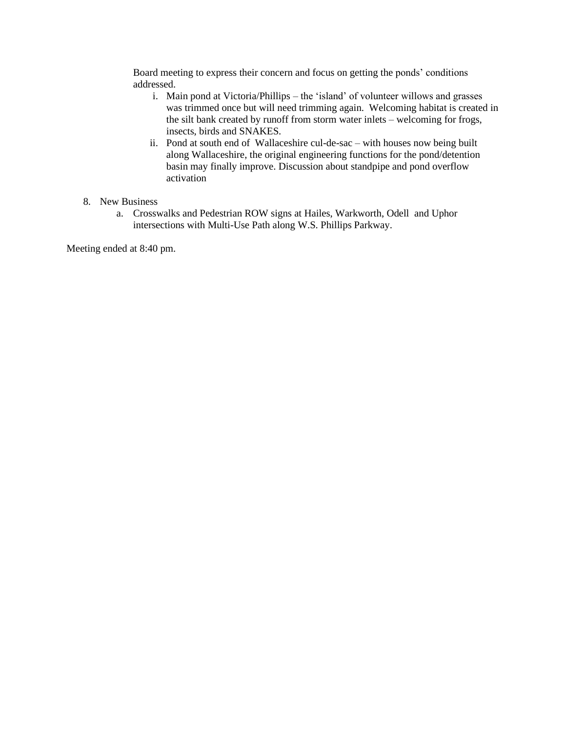Board meeting to express their concern and focus on getting the ponds' conditions addressed.

i. Main pond at Victoria/Phillips – the 'island' of volunteer willows and grasses was trimmed once but will need trimming again. Welcoming habitat is created in the silt bank created by runoff from storm water inlets – welcoming for frogs, insects, birds and SNAKES.
ii. Pond at south end of Wallaceshire cul-de-sac – with houses now being built along Wallaceshire, the original engineering functions for the pond/detention basin may finally improve. Discussion about standpipe and pond overflow activation

8. New Business
   a. Crosswalks and Pedestrian ROW signs at Hailes, Warkworth, Odell and Uphor intersections with Multi-Use Path along W.S. Phillips Parkway.

Meeting ended at 8:40 pm.